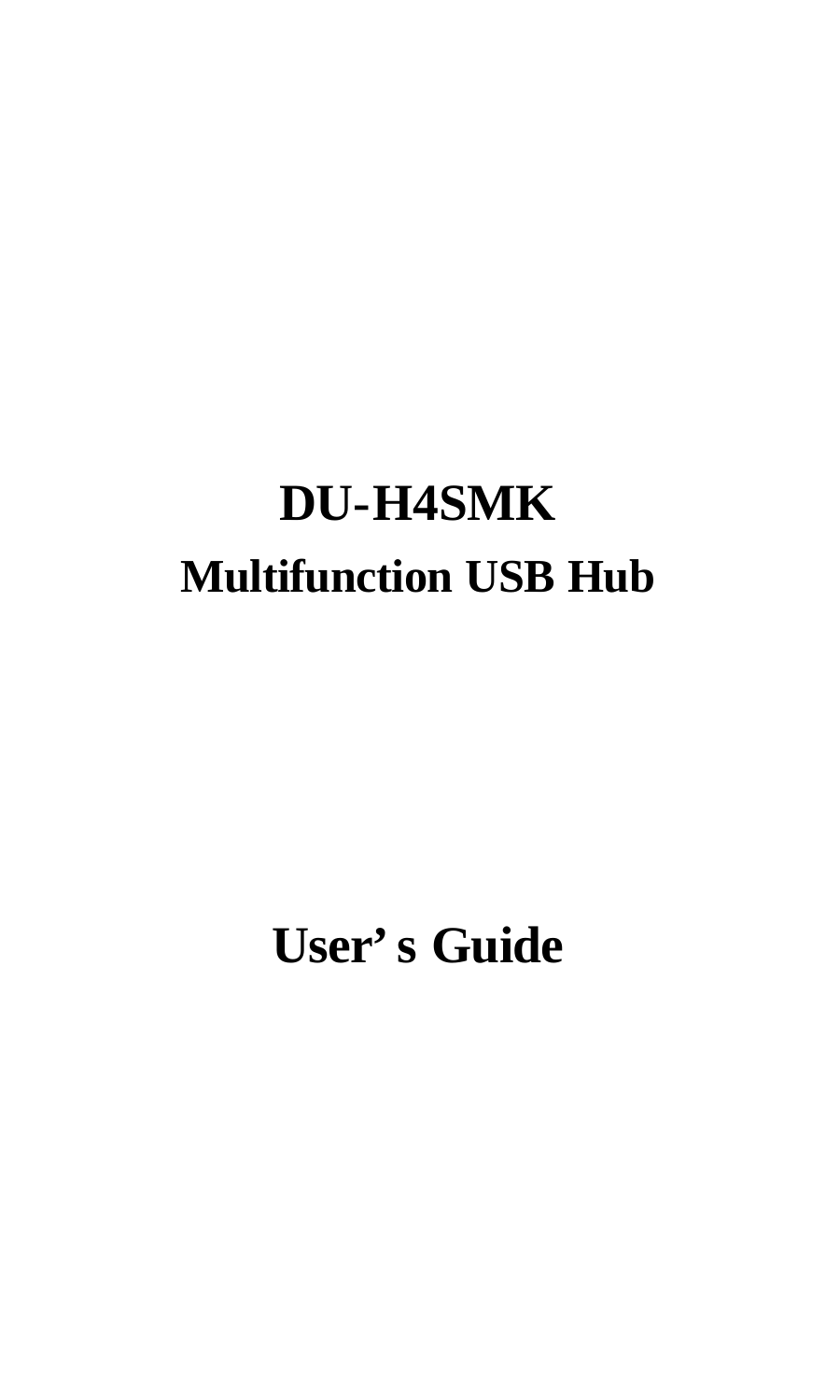# DU-H4SMK

## Multifunction USB Hub

# User's Guide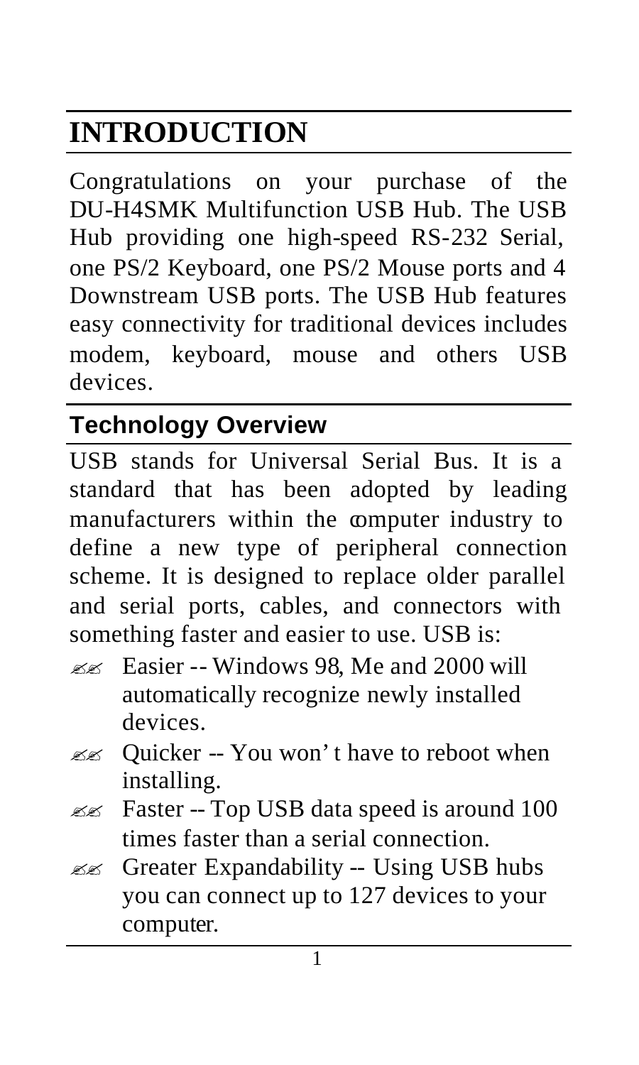# INTRODUCTION

Congratulations on your purchase of the DU-H4SMK Multifunction USB Hub. The USB Hub providing one high-speed RS-232 Serial, one PS/2 Keyboard, one PS/2 Mouse ports and 4 Downstream USB ports. The USB Hub features easy connectivity for traditional devices includes modem, keyboard, mouse and others USB devices.

## Technology Overview

USB stands for Universal Serial Bus. It is a standard that has been adopted by leading manufacturers within the computer industry to define a new type of peripheral connection scheme. It is designed to replace older parallel and serial ports, cables, and connectors with something faster and easier to use. USB is:

- Easier -- Windows 98, Me and 2000 will automatically recognize newly installed devices.
- Quicker -- You won't have to reboot when installing.
- Faster -- Top USB data speed is around 100 times faster than a serial connection.
- Greater Expandability -- Using USB hubs you can connect up to 127 devices to your computer.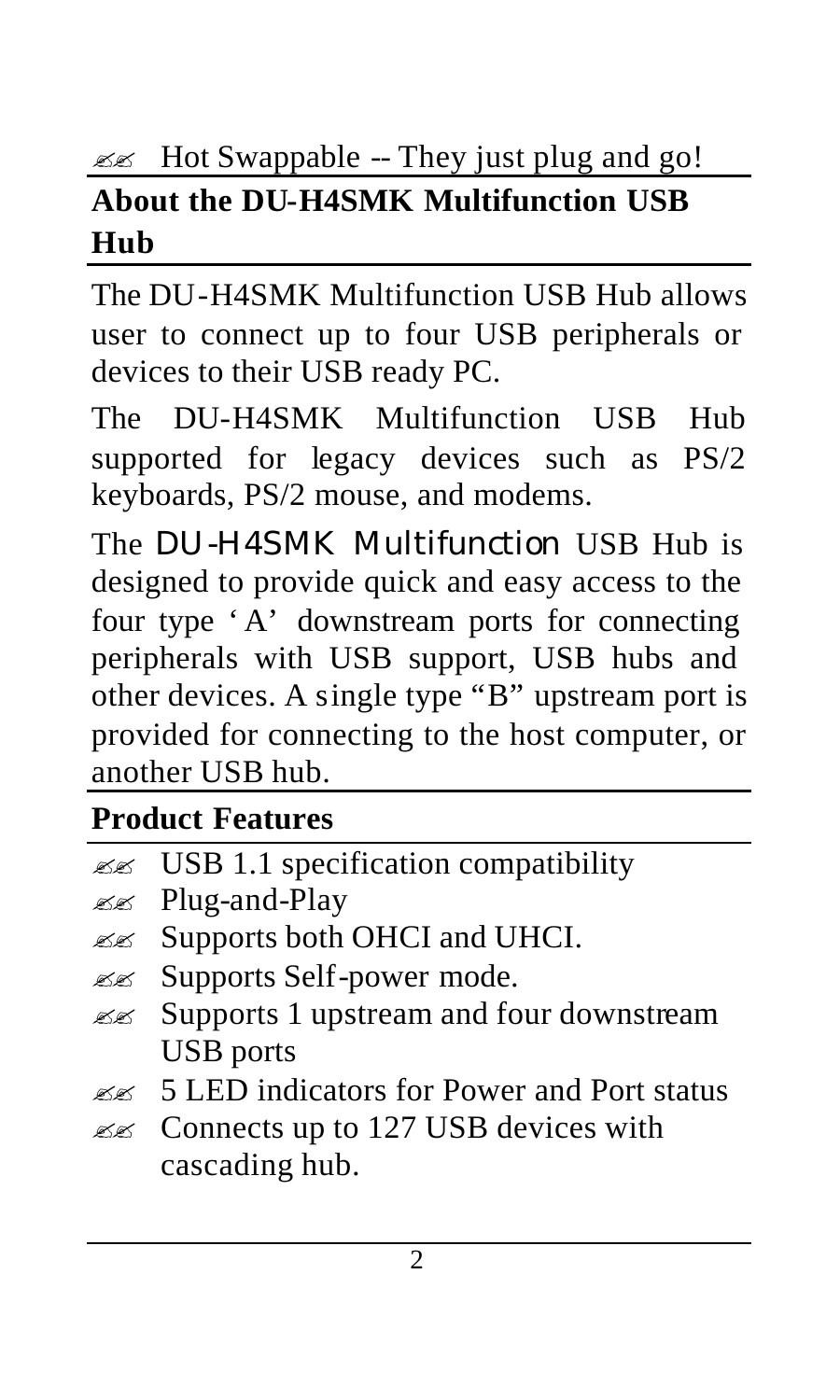- Hot Swappable -- They just plug and go!

## About the DU-H4SMK Multifunction USB Hub

The DU-H4SMK Multifunction USB Hub allows user to connect up to four USB peripherals or devices to their USB ready PC.

The DU-H4SMK Multifunction USB Hub supported for legacy devices such as PS/2 keyboards, PS/2 mouse, and modems.

The DU-H4SMK Multifunction USB Hub is designed to provide quick and easy access to the four type 'A' downstream ports for connecting peripherals with USB support, USB hubs and other devices. A single type "B" upstream port is provided for connecting to the host computer, or another USB hub.

## Product Features

- USB 1.1 specification compatibility
- Plug-and-Play
- Supports both OHCI and UHCI.
- Supports Self-power mode.
- Supports 1 upstream and four downstream USB ports
- 5 LED indicators for Power and Port status
- Connects up to 127 USB devices with cascading hub.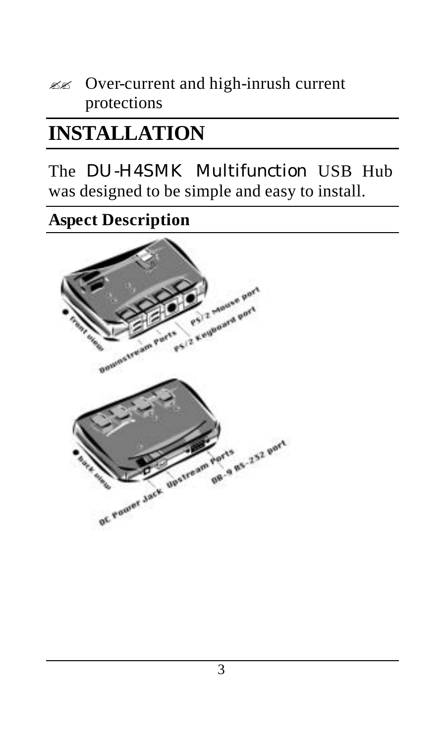- Over-current and high-inrush current protections

# INSTALLATION

The DU-H4SMK Multifunction USB Hub was designed to be simple and easy to install.

## Aspect Description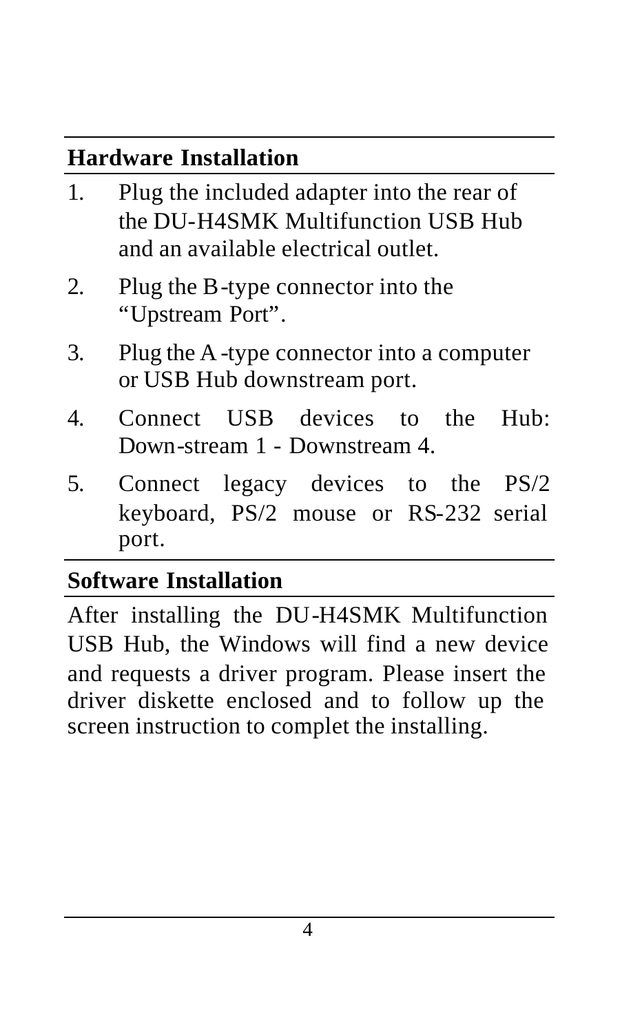## Hardware Installation

1. Plug the included adapter into the rear of the DU-H4SMK Multifunction USB Hub and an available electrical outlet.
2. Plug the B-type connector into the "Upstream Port".
3. Plug the A-type connector into a computer or USB Hub downstream port.
4. Connect USB devices to the Hub: Down-stream 1 - Downstream 4.
5. Connect legacy devices to the PS/2 keyboard, PS/2 mouse or RS-232 serial port.

## Software Installation

After installing the DU-H4SMK Multifunction USB Hub, the Windows will find a new device and requests a driver program. Please insert the driver diskette enclosed and to follow up the screen instruction to complet the installing.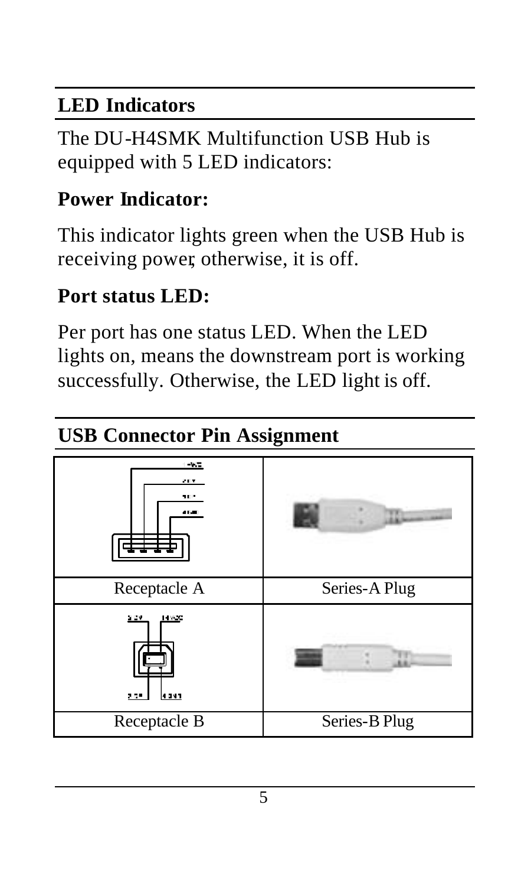## LED Indicators

The DU-H4SMK Multifunction USB Hub is equipped with 5 LED indicators:

### Power Indicator:

This indicator lights green when the USB Hub is receiving power, otherwise, it is off.

### Port status LED:

Per port has one status LED. When the LED lights on, means the downstream port is working successfully. Otherwise, the LED light is off.

## USB Connector Pin Assignment

| | |
|---|---|
| Receptacle A | Series-A Plug |
| | |
| Receptacle B | Series-B Plug |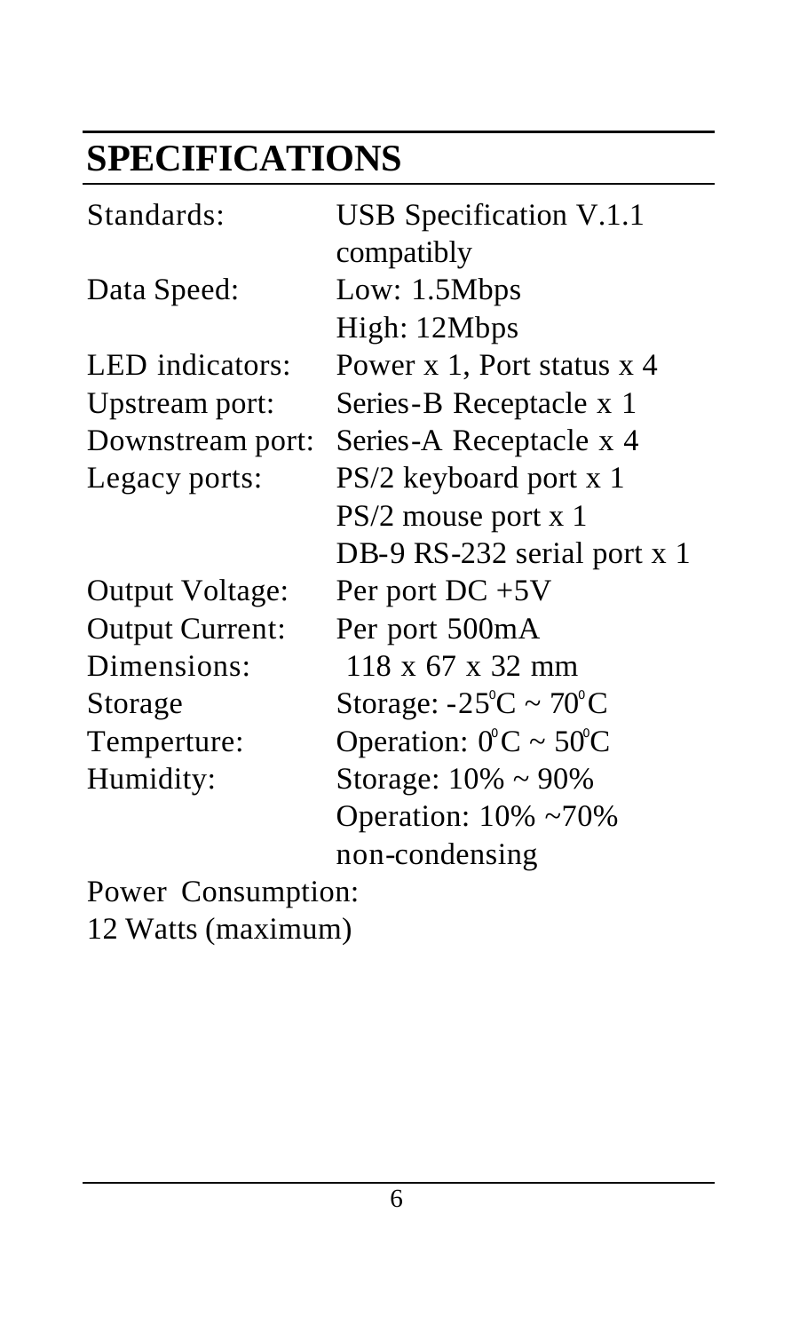# SPECIFICATIONS

| | |
|---|---|
| Standards: | USB Specification V.1.1 compatibly |
| Data Speed: | Low: 1.5Mbps<br>High: 12Mbps |
| LED indicators: | Power x 1, Port status x 4 |
| Upstream port: | Series-B Receptacle x 1 |
| Downstream port: | Series-A Receptacle x 4 |
| Legacy ports: | PS/2 keyboard port x 1<br>PS/2 mouse port x 1<br>DB-9 RS-232 serial port x 1 |
| Output Voltage: | Per port DC +5V |
| Output Current: | Per port 500mA |
| Dimensions: | 118 x 67 x 32 mm |
| Storage Temperture: | Storage: -25°C ~ 70°C<br>Operation: 0°C ~ 50°C |
| Humidity: | Storage: 10% ~ 90%<br>Operation: 10% ~70%<br>non-condensing |

Power Consumption:
12 Watts (maximum)